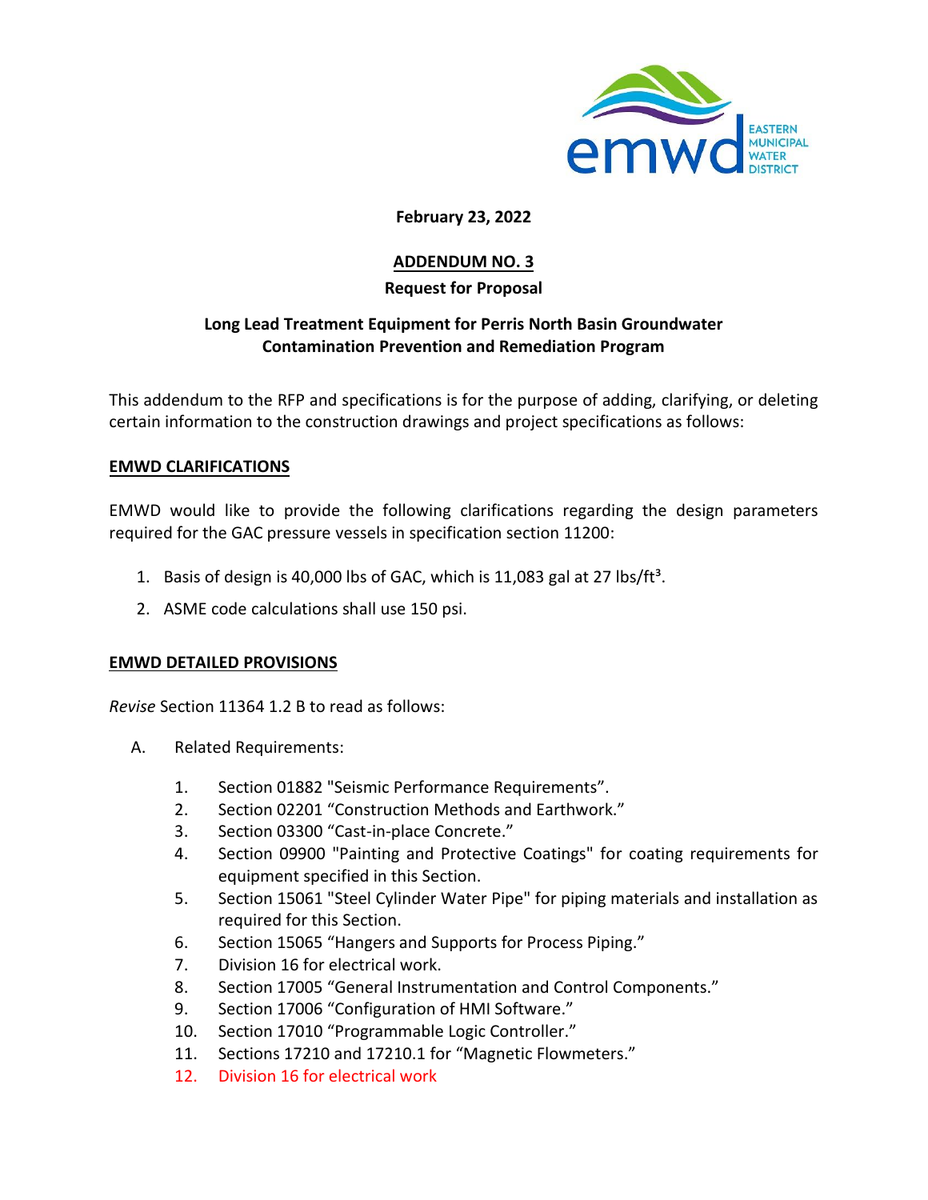**February 23, 2022**

# ADDENDUM NO. 3

## Request for Proposal

## Long Lead Treatment Equipment for Perris North Basin Groundwater Contamination Prevention and Remediation Program

This addendum to the RFP and specifications is for the purpose of adding, clarifying, or deleting certain information to the construction drawings and project specifications as follows:

### EMWD CLARIFICATIONS

EMWD would like to provide the following clarifications regarding the design parameters required for the GAC pressure vessels in specification section 11200:

1. Basis of design is 40,000 lbs of GAC, which is 11,083 gal at 27 $lbs/ft^3$.
2. ASME code calculations shall use 150 psi.

### EMWD DETAILED PROVISIONS

*Revise* Section 11364 1.2 B to read as follows:

A. Related Requirements:

1. Section 01882 "Seismic Performance Requirements".
2. Section 02201 "Construction Methods and Earthwork."
3. Section 03300 "Cast-in-place Concrete."
4. Section 09900 "Painting and Protective Coatings" for coating requirements for equipment specified in this Section.
5. Section 15061 "Steel Cylinder Water Pipe" for piping materials and installation as required for this Section.
6. Section 15065 "Hangers and Supports for Process Piping."
7. Division 16 for electrical work.
8. Section 17005 "General Instrumentation and Control Components."
9. Section 17006 "Configuration of HMI Software."
10. Section 17010 "Programmable Logic Controller."
11. Sections 17210 and 17210.1 for "Magnetic Flowmeters."
12. Division 16 for electrical work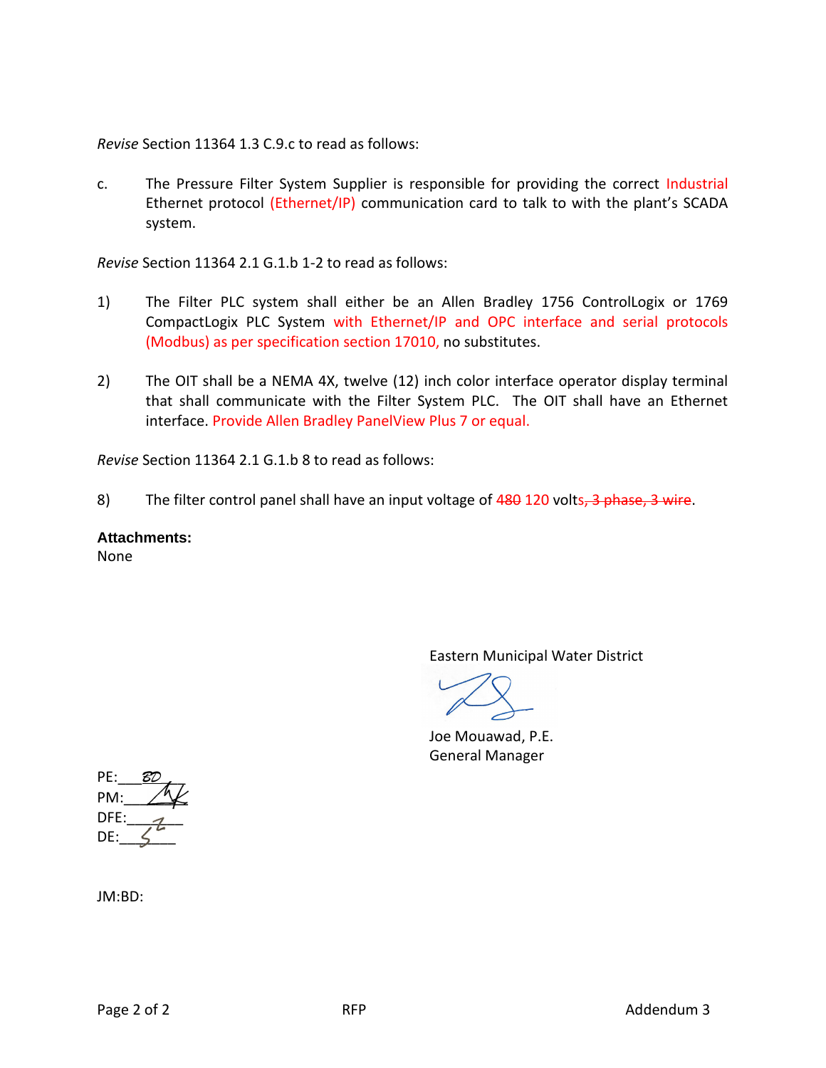*Revise* Section 11364 1.3 C.9.c to read as follows:

c. The Pressure Filter System Supplier is responsible for providing the correct Industrial Ethernet protocol (Ethernet/IP) communication card to talk to with the plant's SCADA system.

*Revise* Section 11364 2.1 G.1.b 1-2 to read as follows:

1) The Filter PLC system shall either be an Allen Bradley 1756 ControlLogix or 1769 CompactLogix PLC System with Ethernet/IP and OPC interface and serial protocols (Modbus) as per specification section 17010, no substitutes.

2) The OIT shall be a NEMA 4X, twelve (12) inch color interface operator display terminal that shall communicate with the Filter System PLC. The OIT shall have an Ethernet interface. Provide Allen Bradley PanelView Plus 7 or equal.

*Revise* Section 11364 2.1 G.1.b 8 to read as follows:

8) The filter control panel shall have an input voltage of ~~480~~ 120 volt~~s, 3 phase, 3 wire~~.

**Attachments:**
None

Eastern Municipal Water District

Joe Mouawad, P.E.
General Manager

PE:___BD___
PM:___________
DFE:___________
DE:___________

JM:BD: